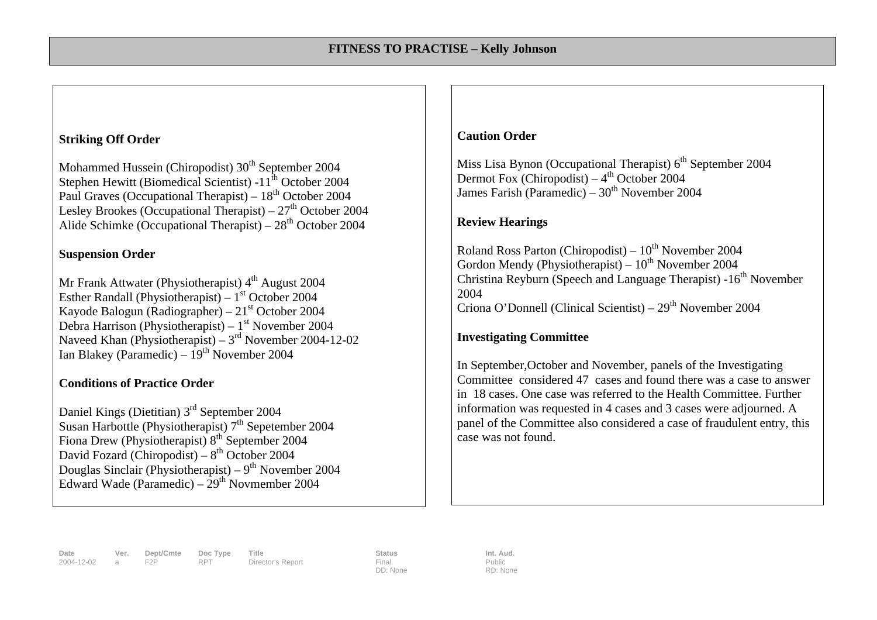# FITNESS TO PRACTISE – Kelly Johnson

## Striking Off Order

Mohammed Hussein (Chiropodist) 30th September 2004
Stephen Hewitt (Biomedical Scientist) -11th October 2004
Paul Graves (Occupational Therapist) – 18th October 2004
Lesley Brookes (Occupational Therapist) – 27th October 2004
Alide Schimke (Occupational Therapist) – 28th October 2004

## Suspension Order

Mr Frank Attwater (Physiotherapist) 4th August 2004
Esther Randall (Physiotherapist) – 1st October 2004
Kayode Balogun (Radiographer) – 21st October 2004
Debra Harrison (Physiotherapist) – 1st November 2004
Naveed Khan (Physiotherapist) – 3rd November 2004-12-02
Ian Blakey (Paramedic) – 19th November 2004

## Conditions of Practice Order

Daniel Kings (Dietitian) 3rd September 2004
Susan Harbottle (Physiotherapist) 7th Sepetember 2004
Fiona Drew (Physiotherapist) 8th September 2004
David Fozard (Chiropodist) – 8th October 2004
Douglas Sinclair (Physiotherapist) – 9th November 2004
Edward Wade (Paramedic) – 29th Novmember 2004

## Caution Order

Miss Lisa Bynon (Occupational Therapist) 6th September 2004
Dermot Fox (Chiropodist) – 4th October 2004
James Farish (Paramedic) – 30th November 2004

## Review Hearings

Roland Ross Parton (Chiropodist) – 10th November 2004
Gordon Mendy (Physiotherapist) – 10th November 2004
Christina Reyburn (Speech and Language Therapist) -16th November 2004
Criona O'Donnell (Clinical Scientist) – 29th November 2004

## Investigating Committee

In September,October and November, panels of the Investigating Committee considered 47 cases and found there was a case to answer in 18 cases. One case was referred to the Health Committee. Further information was requested in 4 cases and 3 cases were adjourned. A panel of the Committee also considered a case of fraudulent entry, this case was not found.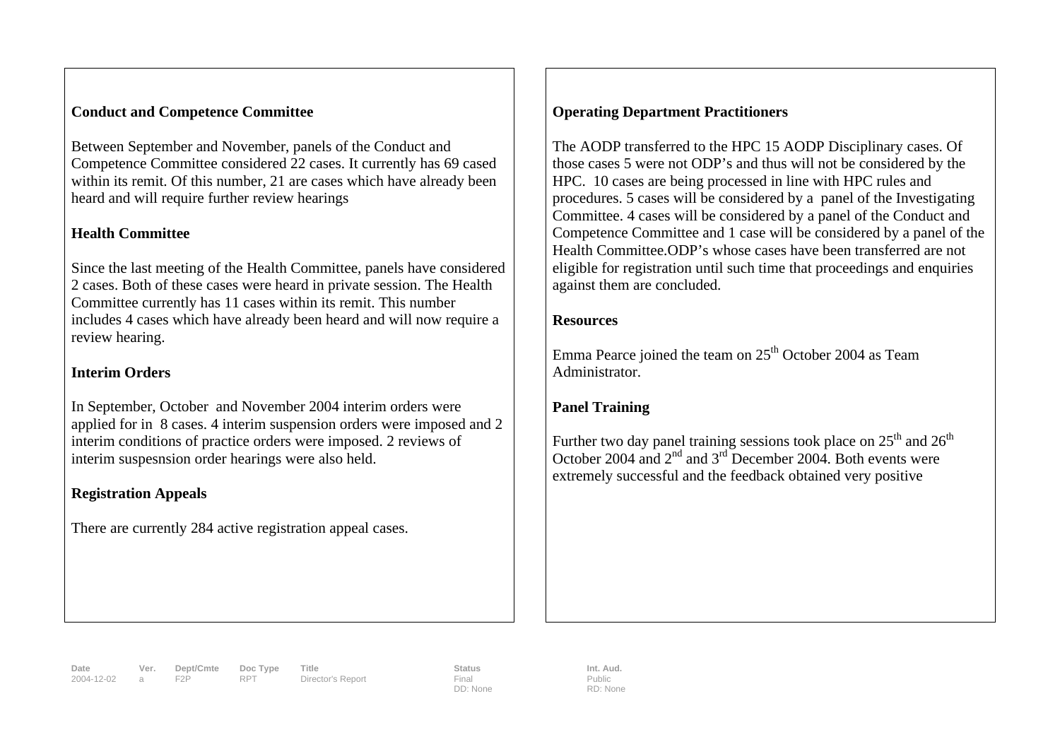**Conduct and Competence Committee**

Between September and November, panels of the Conduct and Competence Committee considered 22 cases. It currently has 69 cased within its remit. Of this number, 21 are cases which have already been heard and will require further review hearings

**Health Committee**

Since the last meeting of the Health Committee, panels have considered 2 cases. Both of these cases were heard in private session. The Health Committee currently has 11 cases within its remit. This number includes 4 cases which have already been heard and will now require a review hearing.

**Interim Orders**

In September, October and November 2004 interim orders were applied for in 8 cases. 4 interim suspension orders were imposed and 2 interim conditions of practice orders were imposed. 2 reviews of interim suspesnsion order hearings were also held.

**Registration Appeals**

There are currently 284 active registration appeal cases.

**Operating Department Practitioners**

The AODP transferred to the HPC 15 AODP Disciplinary cases. Of those cases 5 were not ODP's and thus will not be considered by the HPC. 10 cases are being processed in line with HPC rules and procedures. 5 cases will be considered by a panel of the Investigating Committee. 4 cases will be considered by a panel of the Conduct and Competence Committee and 1 case will be considered by a panel of the Health Committee.ODP's whose cases have been transferred are not eligible for registration until such time that proceedings and enquiries against them are concluded.

**Resources**

Emma Pearce joined the team on 25th October 2004 as Team Administrator.

**Panel Training**

Further two day panel training sessions took place on 25th and 26th October 2004 and 2nd and 3rd December 2004. Both events were extremely successful and the feedback obtained very positive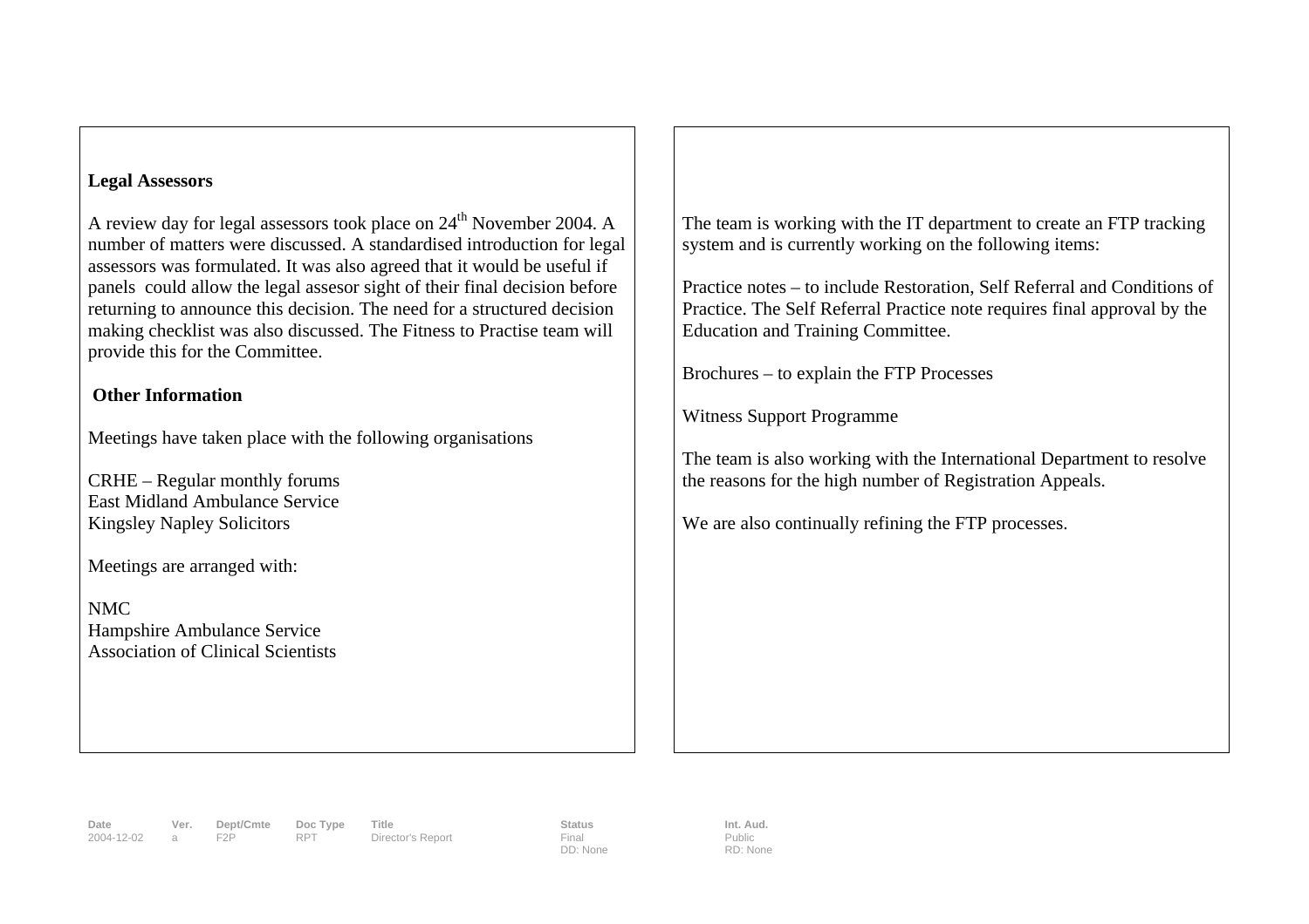**Legal Assessors**

A review day for legal assessors took place on 24th November 2004. A number of matters were discussed. A standardised introduction for legal assessors was formulated. It was also agreed that it would be useful if panels could allow the legal assesor sight of their final decision before returning to announce this decision. The need for a structured decision making checklist was also discussed. The Fitness to Practise team will provide this for the Committee.

**Other Information**

Meetings have taken place with the following organisations

CRHE – Regular monthly forums
East Midland Ambulance Service
Kingsley Napley Solicitors

Meetings are arranged with:

NMC
Hampshire Ambulance Service
Association of Clinical Scientists

The team is working with the IT department to create an FTP tracking system and is currently working on the following items:

Practice notes – to include Restoration, Self Referral and Conditions of Practice. The Self Referral Practice note requires final approval by the Education and Training Committee.

Brochures – to explain the FTP Processes

Witness Support Programme

The team is also working with the International Department to resolve the reasons for the high number of Registration Appeals.

We are also continually refining the FTP processes.